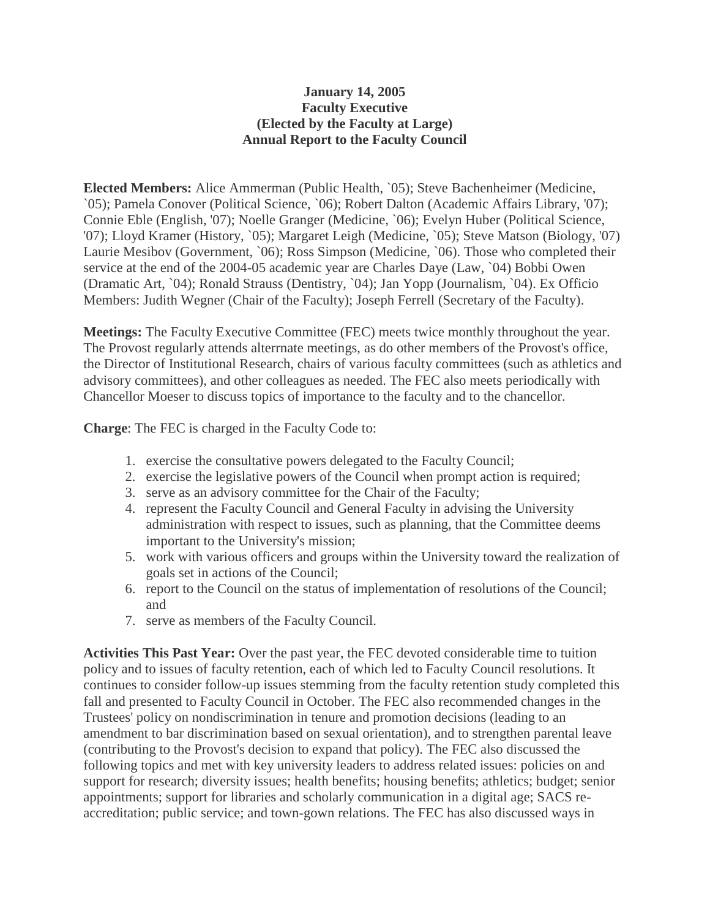**January 14, 2005**
**Faculty Executive**
**(Elected by the Faculty at Large)**
**Annual Report to the Faculty Council**

**Elected Members:** Alice Ammerman (Public Health, `05); Steve Bachenheimer (Medicine, `05); Pamela Conover (Political Science, `06); Robert Dalton (Academic Affairs Library, '07); Connie Eble (English, '07); Noelle Granger (Medicine, `06); Evelyn Huber (Political Science, '07); Lloyd Kramer (History, `05); Margaret Leigh (Medicine, `05); Steve Matson (Biology, '07) Laurie Mesibov (Government, `06); Ross Simpson (Medicine, `06). Those who completed their service at the end of the 2004-05 academic year are Charles Daye (Law, `04) Bobbi Owen (Dramatic Art, `04); Ronald Strauss (Dentistry, `04); Jan Yopp (Journalism, `04). Ex Officio Members: Judith Wegner (Chair of the Faculty); Joseph Ferrell (Secretary of the Faculty).

**Meetings:** The Faculty Executive Committee (FEC) meets twice monthly throughout the year. The Provost regularly attends alterrnate meetings, as do other members of the Provost's office, the Director of Institutional Research, chairs of various faculty committees (such as athletics and advisory committees), and other colleagues as needed. The FEC also meets periodically with Chancellor Moeser to discuss topics of importance to the faculty and to the chancellor.

**Charge**: The FEC is charged in the Faculty Code to:

1. exercise the consultative powers delegated to the Faculty Council;
2. exercise the legislative powers of the Council when prompt action is required;
3. serve as an advisory committee for the Chair of the Faculty;
4. represent the Faculty Council and General Faculty in advising the University administration with respect to issues, such as planning, that the Committee deems important to the University's mission;
5. work with various officers and groups within the University toward the realization of goals set in actions of the Council;
6. report to the Council on the status of implementation of resolutions of the Council; and
7. serve as members of the Faculty Council.

**Activities This Past Year:** Over the past year, the FEC devoted considerable time to tuition policy and to issues of faculty retention, each of which led to Faculty Council resolutions. It continues to consider follow-up issues stemming from the faculty retention study completed this fall and presented to Faculty Council in October. The FEC also recommended changes in the Trustees' policy on nondiscrimination in tenure and promotion decisions (leading to an amendment to bar discrimination based on sexual orientation), and to strengthen parental leave (contributing to the Provost's decision to expand that policy). The FEC also discussed the following topics and met with key university leaders to address related issues: policies on and support for research; diversity issues; health benefits; housing benefits; athletics; budget; senior appointments; support for libraries and scholarly communication in a digital age; SACS re-accreditation; public service; and town-gown relations. The FEC has also discussed ways in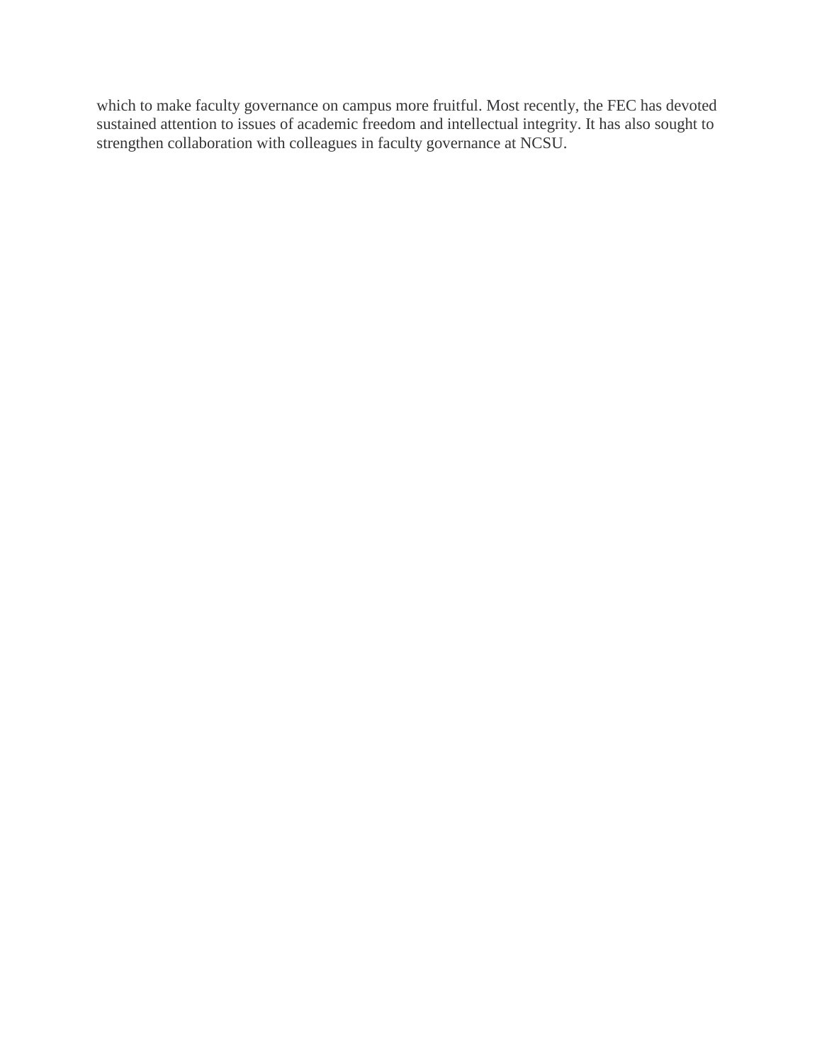which to make faculty governance on campus more fruitful. Most recently, the FEC has devoted sustained attention to issues of academic freedom and intellectual integrity. It has also sought to strengthen collaboration with colleagues in faculty governance at NCSU.